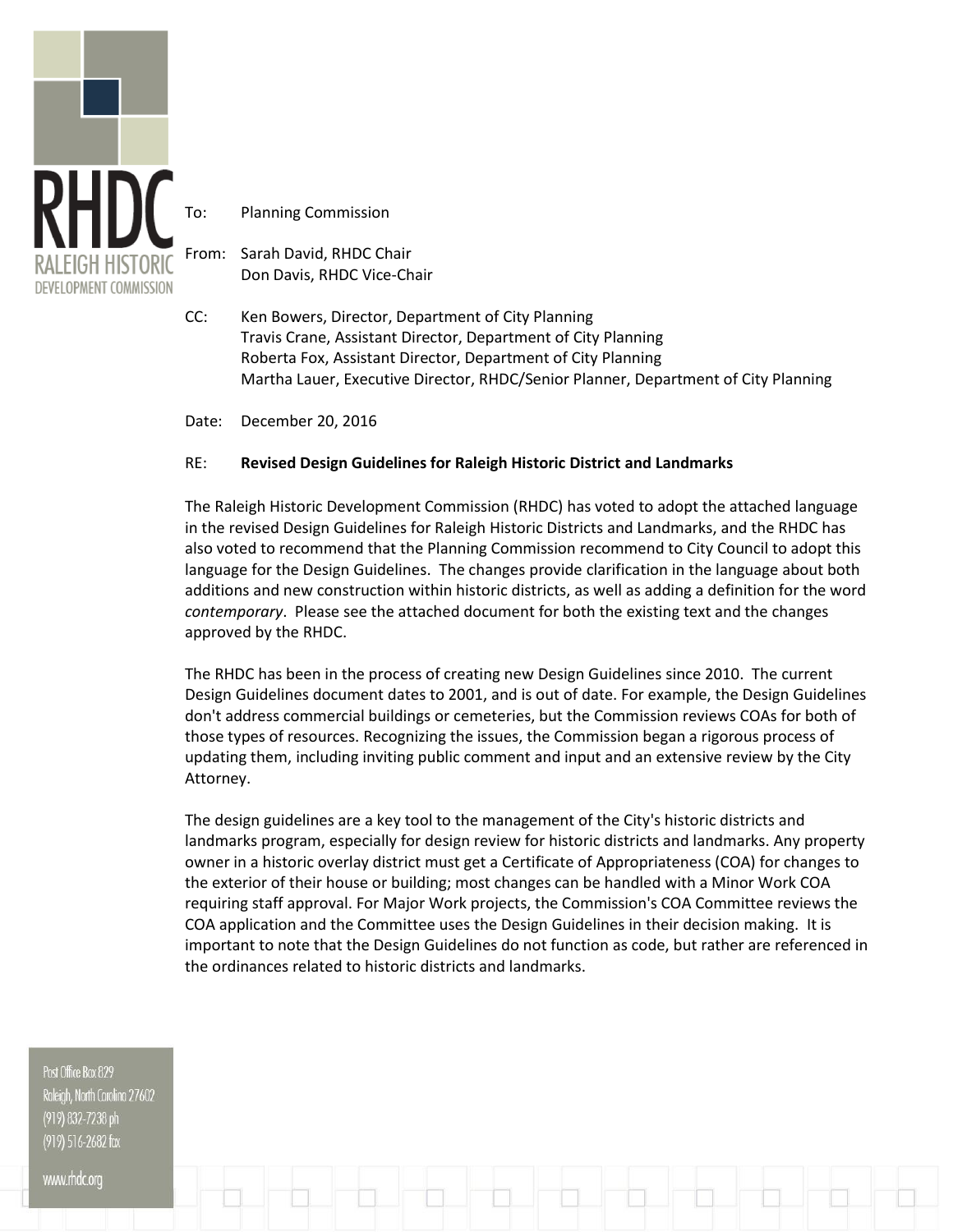RHDC
RALEIGH HISTORIC
DEVELOPMENT COMMISSION

To: Planning Commission

From: Sarah David, RHDC Chair
Don Davis, RHDC Vice-Chair

CC: Ken Bowers, Director, Department of City Planning
Travis Crane, Assistant Director, Department of City Planning
Roberta Fox, Assistant Director, Department of City Planning
Martha Lauer, Executive Director, RHDC/Senior Planner, Department of City Planning

Date: December 20, 2016

RE: **Revised Design Guidelines for Raleigh Historic District and Landmarks**

The Raleigh Historic Development Commission (RHDC) has voted to adopt the attached language in the revised Design Guidelines for Raleigh Historic Districts and Landmarks, and the RHDC has also voted to recommend that the Planning Commission recommend to City Council to adopt this language for the Design Guidelines. The changes provide clarification in the language about both additions and new construction within historic districts, as well as adding a definition for the word *contemporary*. Please see the attached document for both the existing text and the changes approved by the RHDC.

The RHDC has been in the process of creating new Design Guidelines since 2010. The current Design Guidelines document dates to 2001, and is out of date. For example, the Design Guidelines don't address commercial buildings or cemeteries, but the Commission reviews COAs for both of those types of resources. Recognizing the issues, the Commission began a rigorous process of updating them, including inviting public comment and input and an extensive review by the City Attorney.

The design guidelines are a key tool to the management of the City's historic districts and landmarks program, especially for design review for historic districts and landmarks. Any property owner in a historic overlay district must get a Certificate of Appropriateness (COA) for changes to the exterior of their house or building; most changes can be handled with a Minor Work COA requiring staff approval. For Major Work projects, the Commission's COA Committee reviews the COA application and the Committee uses the Design Guidelines in their decision making. It is important to note that the Design Guidelines do not function as code, but rather are referenced in the ordinances related to historic districts and landmarks.

Post Office Box 829
Raleigh, North Carolina 27602
(919) 832-7238 ph
(919) 516-2682 fax

www.rhdc.org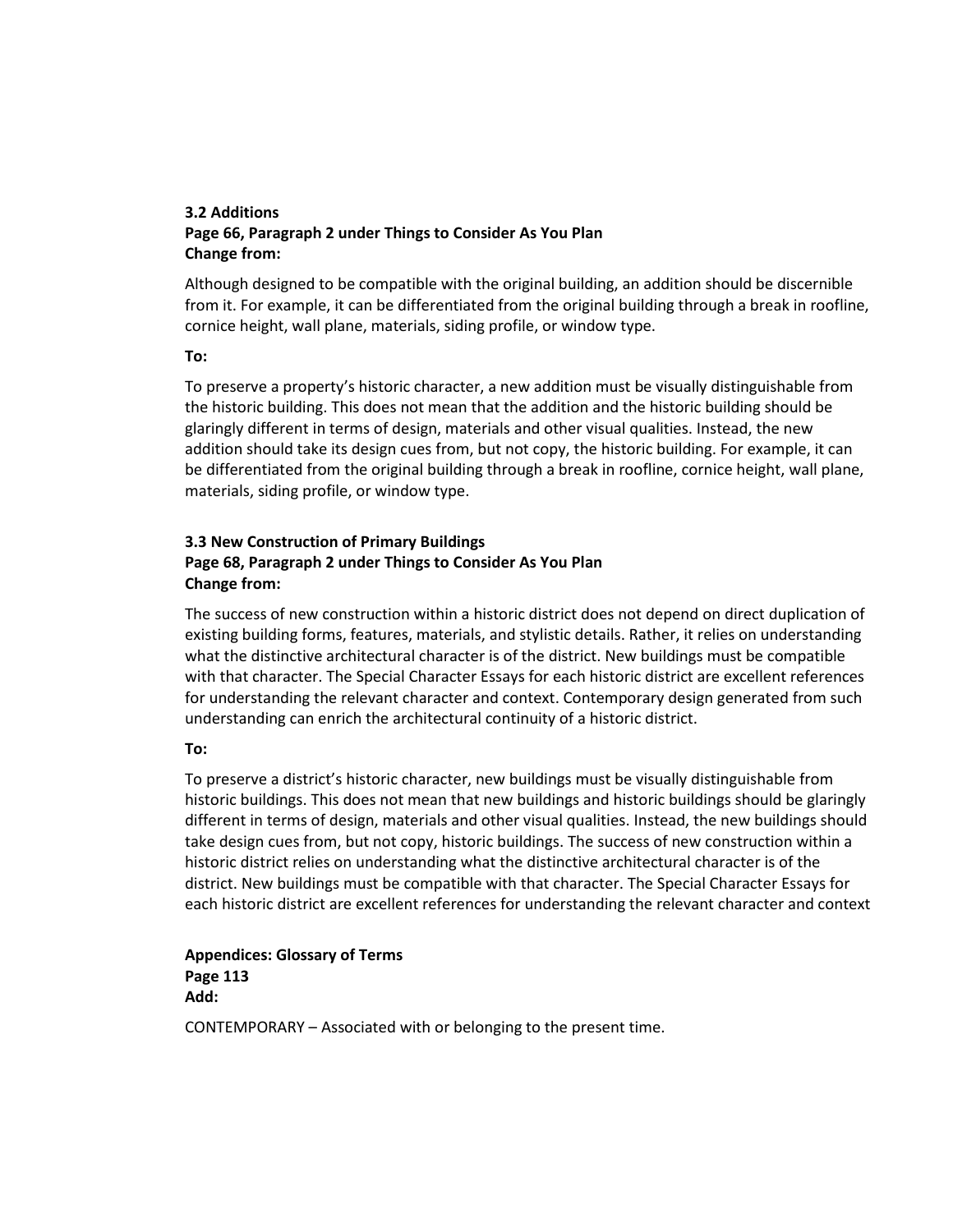**3.2 Additions**
**Page 66, Paragraph 2 under Things to Consider As You Plan**
**Change from:**

Although designed to be compatible with the original building, an addition should be discernible from it. For example, it can be differentiated from the original building through a break in roofline, cornice height, wall plane, materials, siding profile, or window type.

**To:**

To preserve a property's historic character, a new addition must be visually distinguishable from the historic building. This does not mean that the addition and the historic building should be glaringly different in terms of design, materials and other visual qualities. Instead, the new addition should take its design cues from, but not copy, the historic building. For example, it can be differentiated from the original building through a break in roofline, cornice height, wall plane, materials, siding profile, or window type.

**3.3 New Construction of Primary Buildings**
**Page 68, Paragraph 2 under Things to Consider As You Plan**
**Change from:**

The success of new construction within a historic district does not depend on direct duplication of existing building forms, features, materials, and stylistic details. Rather, it relies on understanding what the distinctive architectural character is of the district. New buildings must be compatible with that character. The Special Character Essays for each historic district are excellent references for understanding the relevant character and context. Contemporary design generated from such understanding can enrich the architectural continuity of a historic district.

**To:**

To preserve a district's historic character, new buildings must be visually distinguishable from historic buildings. This does not mean that new buildings and historic buildings should be glaringly different in terms of design, materials and other visual qualities. Instead, the new buildings should take design cues from, but not copy, historic buildings. The success of new construction within a historic district relies on understanding what the distinctive architectural character is of the district. New buildings must be compatible with that character. The Special Character Essays for each historic district are excellent references for understanding the relevant character and context

**Appendices: Glossary of Terms**
**Page 113**
**Add:**

CONTEMPORARY – Associated with or belonging to the present time.